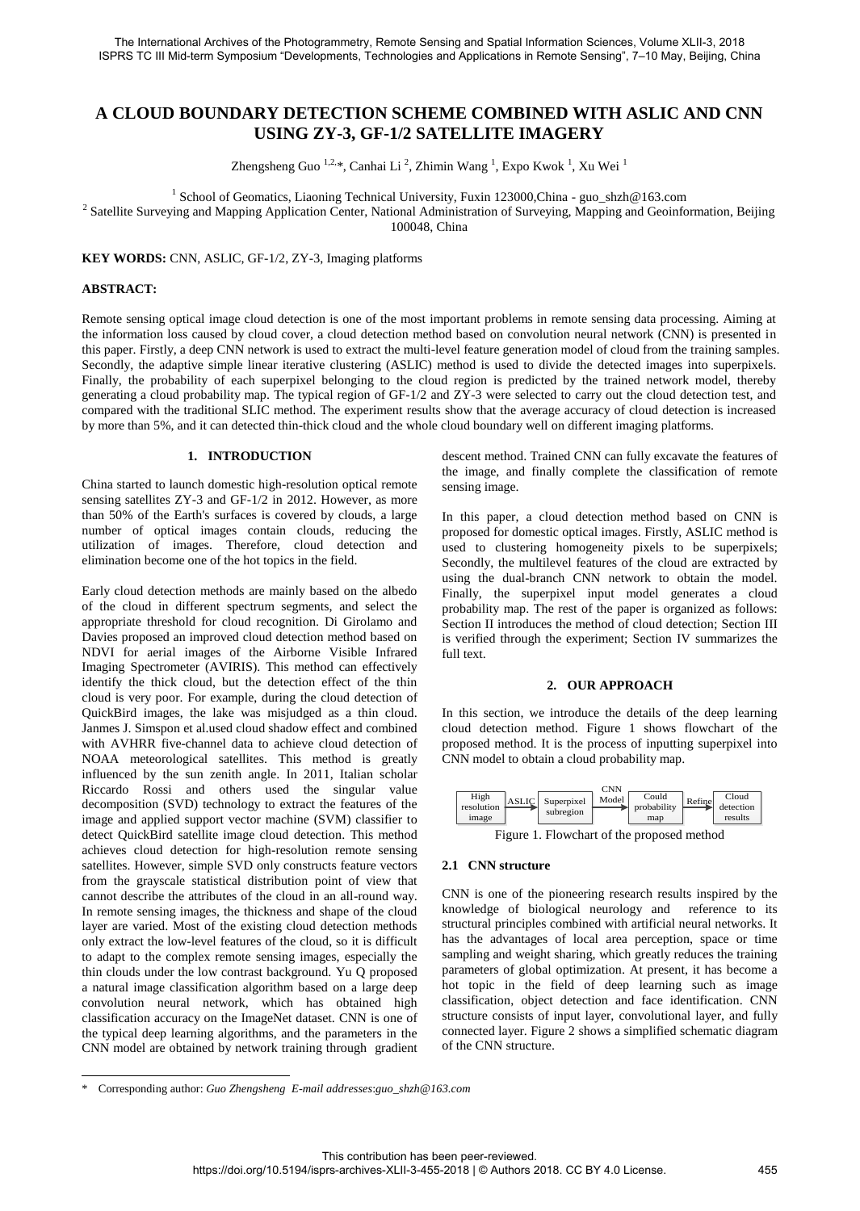# A CLOUD BOUNDARY DETECTION SCHEME COMBINED WITH ASLIC AND CNN USING ZY-3, GF-1/2 SATELLITE IMAGERY

Zhengsheng Guo [1,2,*], Canhai Li [2], Zhimin Wang [1], Expo Kwok [1], Xu Wei [1]

[1] School of Geomatics, Liaoning Technical University, Fuxin 123000,China - guo_shzh@163.com
[2] Satellite Surveying and Mapping Application Center, National Administration of Surveying, Mapping and Geoinformation, Beijing 100048, China

**KEY WORDS:** CNN, ASLIC, GF-1/2, ZY-3, Imaging platforms

**ABSTRACT:**

Remote sensing optical image cloud detection is one of the most important problems in remote sensing data processing. Aiming at the information loss caused by cloud cover, a cloud detection method based on convolution neural network (CNN) is presented in this paper. Firstly, a deep CNN network is used to extract the multi-level feature generation model of cloud from the training samples. Secondly, the adaptive simple linear iterative clustering (ASLIC) method is used to divide the detected images into superpixels. Finally, the probability of each superpixel belonging to the cloud region is predicted by the trained network model, thereby generating a cloud probability map. The typical region of GF-1/2 and ZY-3 were selected to carry out the cloud detection test, and compared with the traditional SLIC method. The experiment results show that the average accuracy of cloud detection is increased by more than 5%, and it can detected thin-thick cloud and the whole cloud boundary well on different imaging platforms.

## 1. INTRODUCTION

China started to launch domestic high-resolution optical remote sensing satellites ZY-3 and GF-1/2 in 2012. However, as more than 50% of the Earth's surfaces is covered by clouds, a large number of optical images contain clouds, reducing the utilization of images. Therefore, cloud detection and elimination become one of the hot topics in the field.

Early cloud detection methods are mainly based on the albedo of the cloud in different spectrum segments, and select the appropriate threshold for cloud recognition. Di Girolamo and Davies proposed an improved cloud detection method based on NDVI for aerial images of the Airborne Visible Infrared Imaging Spectrometer (AVIRIS). This method can effectively identify the thick cloud, but the detection effect of the thin cloud is very poor. For example, during the cloud detection of QuickBird images, the lake was misjudged as a thin cloud. Janmes J. Simspon et al.used cloud shadow effect and combined with AVHRR five-channel data to achieve cloud detection of NOAA meteorological satellites. This method is greatly influenced by the sun zenith angle. In 2011, Italian scholar Riccardo Rossi and others used the singular value decomposition (SVD) technology to extract the features of the image and applied support vector machine (SVM) classifier to detect QuickBird satellite image cloud detection. This method achieves cloud detection for high-resolution remote sensing satellites. However, simple SVD only constructs feature vectors from the grayscale statistical distribution point of view that cannot describe the attributes of the cloud in an all-round way. In remote sensing images, the thickness and shape of the cloud layer are varied. Most of the existing cloud detection methods only extract the low-level features of the cloud, so it is difficult to adapt to the complex remote sensing images, especially the thin clouds under the low contrast background. Yu Q proposed a natural image classification algorithm based on a large deep convolution neural network, which has obtained high classification accuracy on the ImageNet dataset. CNN is one of the typical deep learning algorithms, and the parameters in the CNN model are obtained by network training through gradient descent method. Trained CNN can fully excavate the features of the image, and finally complete the classification of remote sensing image.

In this paper, a cloud detection method based on CNN is proposed for domestic optical images. Firstly, ASLIC method is used to clustering homogeneity pixels to be superpixels; Secondly, the multilevel features of the cloud are extracted by using the dual-branch CNN network to obtain the model. Finally, the superpixel input model generates a cloud probability map. The rest of the paper is organized as follows: Section II introduces the method of cloud detection; Section III is verified through the experiment; Section IV summarizes the full text.

## 2. OUR APPROACH

In this section, we introduce the details of the deep learning cloud detection method. Figure 1 shows flowchart of the proposed method. It is the process of inputting superpixel into CNN model to obtain a cloud probability map.

High resolution image → (ASLIC) → Superpixel subregion → (CNN Model) → Could probability map → (Refine) → Cloud detection results

Figure 1. Flowchart of the proposed method

### 2.1 CNN structure

CNN is one of the pioneering research results inspired by the knowledge of biological neurology and reference to its structural principles combined with artificial neural networks. It has the advantages of local area perception, space or time sampling and weight sharing, which greatly reduces the training parameters of global optimization. At present, it has become a hot topic in the field of deep learning such as image classification, object detection and face identification. CNN structure consists of input layer, convolutional layer, and fully connected layer. Figure 2 shows a simplified schematic diagram of the CNN structure.

\* Corresponding author: *Guo Zhengsheng E-mail addresses:guo_shzh@163.com*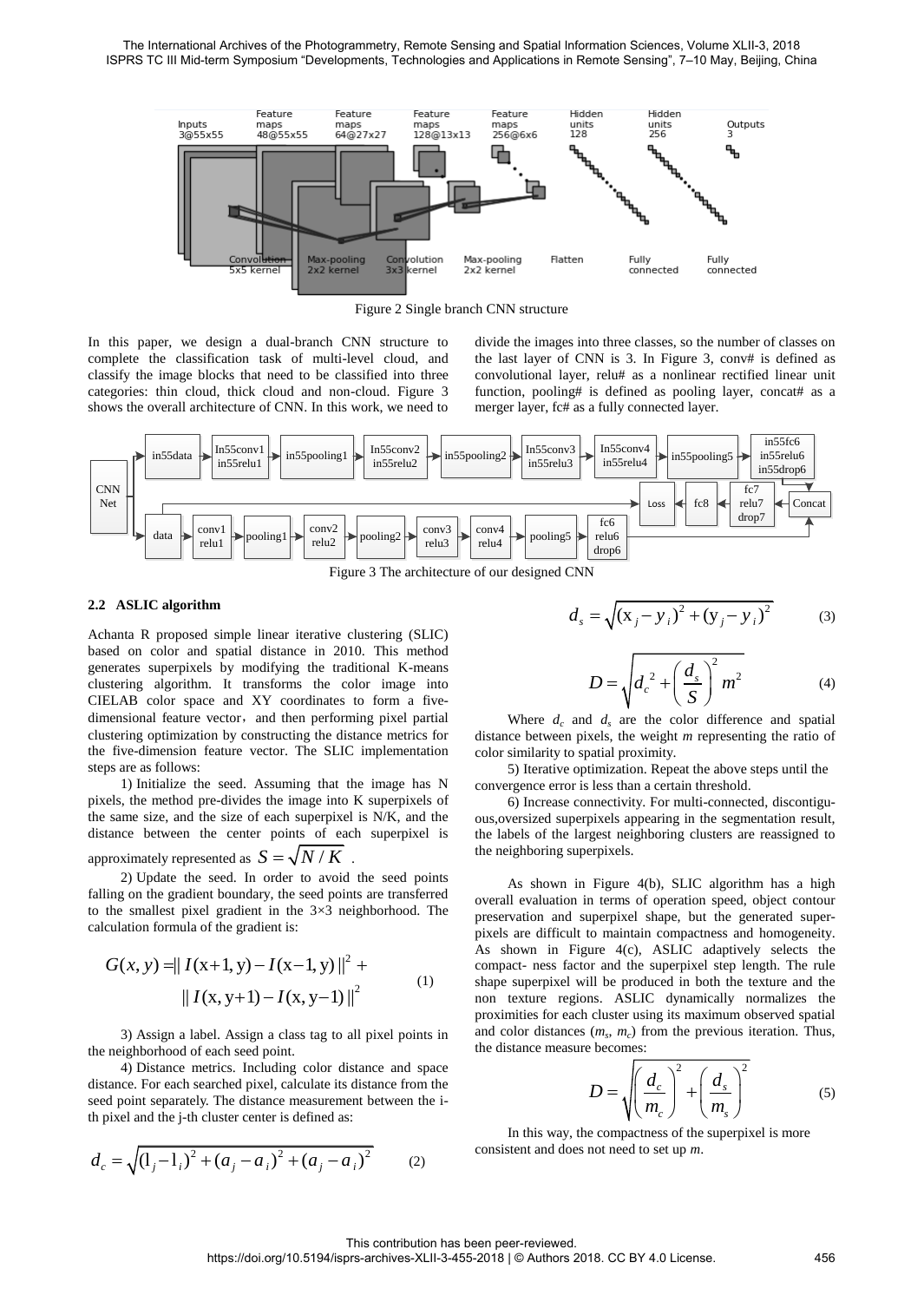Figure 2 Single branch CNN structure

In this paper, we design a dual-branch CNN structure to complete the classification task of multi-level cloud, and classify the image blocks that need to be classified into three categories: thin cloud, thick cloud and non-cloud. Figure 3 shows the overall architecture of CNN. In this work, we need to divide the images into three classes, so the number of classes on the last layer of CNN is 3. In Figure 3, conv# is defined as convolutional layer, relu# as a nonlinear rectified linear unit function, pooling# is defined as pooling layer, concat# as a merger layer, fc# as a fully connected layer.

Figure 3 The architecture of our designed CNN

### 2.2 ASLIC algorithm

Achanta R proposed simple linear iterative clustering (SLIC) based on color and spatial distance in 2010. This method generates superpixels by modifying the traditional K-means clustering algorithm. It transforms the color image into CIELAB color space and XY coordinates to form a five-dimensional feature vector, and then performing pixel partial clustering optimization by constructing the distance metrics for the five-dimension feature vector. The SLIC implementation steps are as follows:

1) Initialize the seed. Assuming that the image has N pixels, the method pre-divides the image into K superpixels of the same size, and the size of each superpixel is N/K, and the distance between the center points of each superpixel is approximately represented as $S = \sqrt{N/K}$ .

2) Update the seed. In order to avoid the seed points falling on the gradient boundary, the seed points are transferred to the smallest pixel gradient in the 3×3 neighborhood. The calculation formula of the gradient is:

$$G(x,y) = \| I(\mathrm{x+1,y}) - I(\mathrm{x-1,y}) \|^2 + \| I(\mathrm{x,y+1}) - I(\mathrm{x,y-1}) \|^2 \tag{1}$$

3) Assign a label. Assign a class tag to all pixel points in the neighborhood of each seed point.

4) Distance metrics. Including color distance and space distance. For each searched pixel, calculate its distance from the seed point separately. The distance measurement between the i-th pixel and the j-th cluster center is defined as:

$$d_c = \sqrt{(\mathrm{l}_j - \mathrm{l}_i)^2 + (a_j - a_i)^2 + (a_j - a_i)^2} \tag{2}$$

$$d_s = \sqrt{(\mathrm{x}_j - y_i)^2 + (\mathrm{y}_j - y_i)^2} \tag{3}$$

$$D = \sqrt{{d_c}^2 + \left(\frac{d_s}{S}\right)^2 m^2} \tag{4}$$

Where $d_c$ and $d_s$ are the color difference and spatial distance between pixels, the weight $m$ representing the ratio of color similarity to spatial proximity.

5) Iterative optimization. Repeat the above steps until the convergence error is less than a certain threshold.

6) Increase connectivity. For multi-connected, discontiguous,oversized superpixels appearing in the segmentation result, the labels of the largest neighboring clusters are reassigned to the neighboring superpixels.

As shown in Figure 4(b), SLIC algorithm has a high overall evaluation in terms of operation speed, object contour preservation and superpixel shape, but the generated superpixels are difficult to maintain compactness and homogeneity. As shown in Figure 4(c), ASLIC adaptively selects the compact- ness factor and the superpixel step length. The rule shape superpixel will be produced in both the texture and the non texture regions. ASLIC dynamically normalizes the proximities for each cluster using its maximum observed spatial and color distances ($m_s$, $m_c$) from the previous iteration. Thus, the distance measure becomes:

$$D = \sqrt{\left(\frac{d_c}{m_c}\right)^2 + \left(\frac{d_s}{m_s}\right)^2} \tag{5}$$

In this way, the compactness of the superpixel is more consistent and does not need to set up $m$.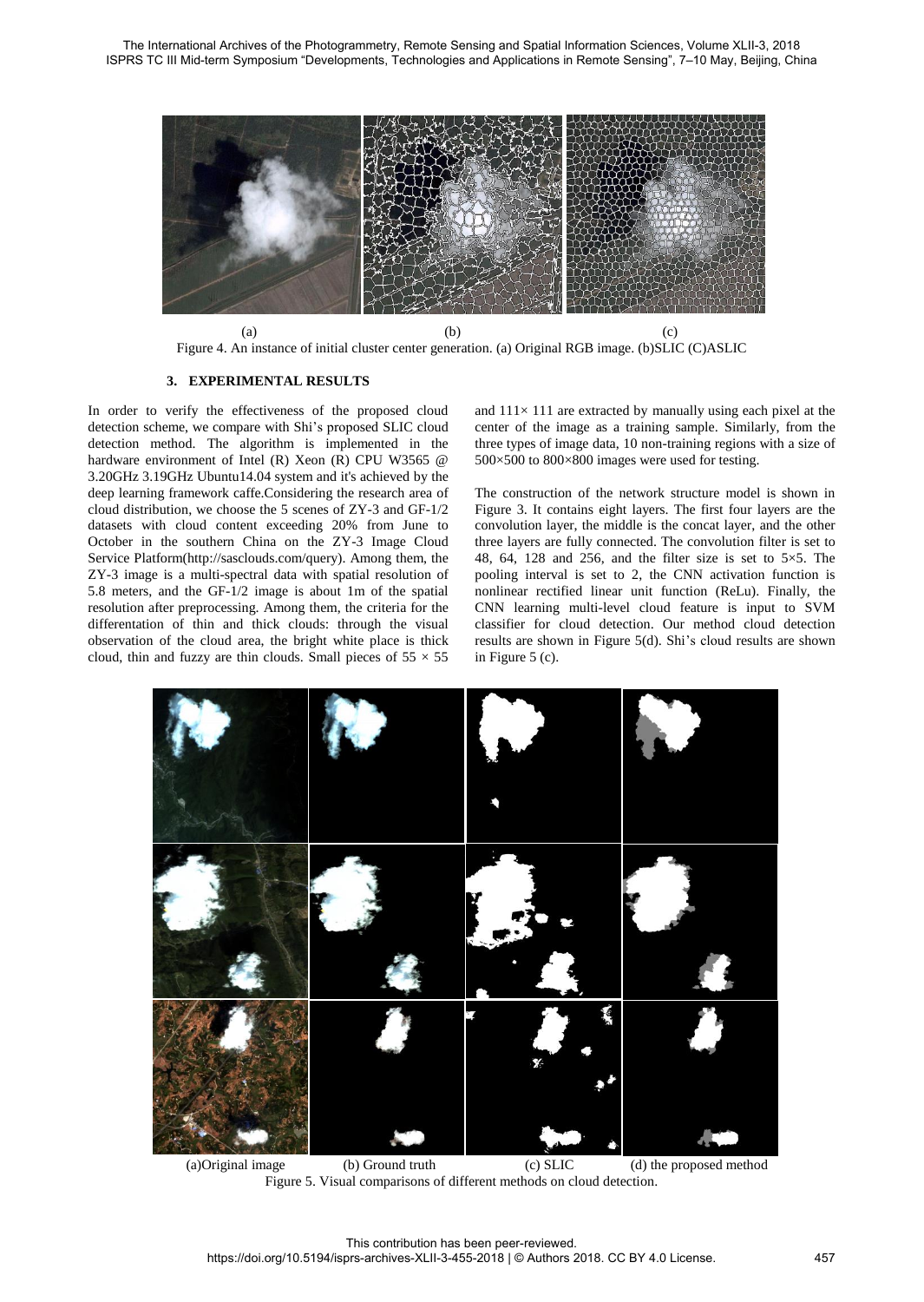(a) (b) (c)

Figure 4. An instance of initial cluster center generation. (a) Original RGB image. (b)SLIC (C)ASLIC

## 3. EXPERIMENTAL RESULTS

In order to verify the effectiveness of the proposed cloud detection scheme, we compare with Shi's proposed SLIC cloud detection method. The algorithm is implemented in the hardware environment of Intel (R) Xeon (R) CPU W3565 @ 3.20GHz 3.19GHz Ubuntu14.04 system and it's achieved by the deep learning framework caffe.Considering the research area of cloud distribution, we choose the 5 scenes of ZY-3 and GF-1/2 datasets with cloud content exceeding 20% from June to October in the southern China on the ZY-3 Image Cloud Service Platform(http://sasclouds.com/query). Among them, the ZY-3 image is a multi-spectral data with spatial resolution of 5.8 meters, and the GF-1/2 image is about 1m of the spatial resolution after preprocessing. Among them, the criteria for the differentation of thin and thick clouds: through the visual observation of the cloud area, the bright white place is thick cloud, thin and fuzzy are thin clouds. Small pieces of $55 \times 55$ and $111\times 111$ are extracted by manually using each pixel at the center of the image as a training sample. Similarly, from the three types of image data, 10 non-training regions with a size of 500×500 to 800×800 images were used for testing.

The construction of the network structure model is shown in Figure 3. It contains eight layers. The first four layers are the convolution layer, the middle is the concat layer, and the other three layers are fully connected. The convolution filter is set to 48, 64, 128 and 256, and the filter size is set to 5×5. The pooling interval is set to 2, the CNN activation function is nonlinear rectified linear unit function (ReLu). Finally, the CNN learning multi-level cloud feature is input to SVM classifier for cloud detection. Our method cloud detection results are shown in Figure 5(d). Shi's cloud results are shown in Figure 5 (c).

(a)Original image (b) Ground truth (c) SLIC (d) the proposed method

Figure 5. Visual comparisons of different methods on cloud detection.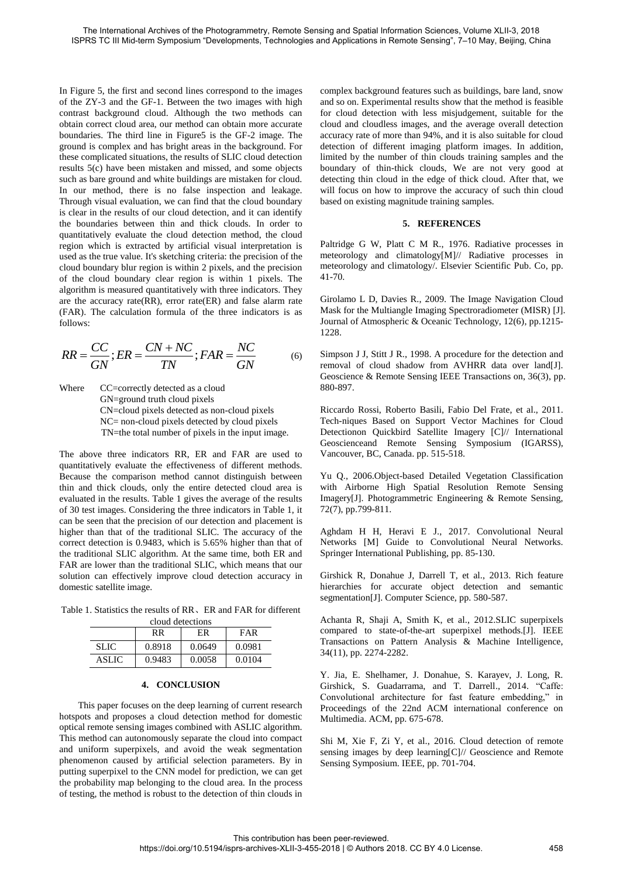In Figure 5, the first and second lines correspond to the images of the ZY-3 and the GF-1. Between the two images with high contrast background cloud. Although the two methods can obtain correct cloud area, our method can obtain more accurate boundaries. The third line in Figure5 is the GF-2 image. The ground is complex and has bright areas in the background. For these complicated situations, the results of SLIC cloud detection results 5(c) have been mistaken and missed, and some objects such as bare ground and white buildings are mistaken for cloud. In our method, there is no false inspection and leakage. Through visual evaluation, we can find that the cloud boundary is clear in the results of our cloud detection, and it can identify the boundaries between thin and thick clouds. In order to quantitatively evaluate the cloud detection method, the cloud region which is extracted by artificial visual interpretation is used as the true value. It's sketching criteria: the precision of the cloud boundary blur region is within 2 pixels, and the precision of the cloud boundary clear region is within 1 pixels. The algorithm is measured quantitatively with three indicators. They are the accuracy rate(RR), error rate(ER) and false alarm rate (FAR). The calculation formula of the three indicators is as follows:

$$RR = \frac{CC}{GN}; ER = \frac{CN + NC}{TN}; FAR = \frac{NC}{GN} \tag{6}$$

Where CC=correctly detected as a cloud
GN=ground truth cloud pixels
CN=cloud pixels detected as non-cloud pixels
NC= non-cloud pixels detected by cloud pixels
TN=the total number of pixels in the input image.

The above three indicators RR, ER and FAR are used to quantitatively evaluate the effectiveness of different methods. Because the comparison method cannot distinguish between thin and thick clouds, only the entire detected cloud area is evaluated in the results. Table 1 gives the average of the results of 30 test images. Considering the three indicators in Table 1, it can be seen that the precision of our detection and placement is higher than that of the traditional SLIC. The accuracy of the correct detection is 0.9483, which is 5.65% higher than that of the traditional SLIC algorithm. At the same time, both ER and FAR are lower than the traditional SLIC, which means that our solution can effectively improve cloud detection accuracy in domestic satellite image.

Table 1. Statistics the results of RR、ER and FAR for different cloud detections

| | RR | ER | FAR |
|---|---|---|---|
| SLIC | 0.8918 | 0.0649 | 0.0981 |
| ASLIC | 0.9483 | 0.0058 | 0.0104 |

## 4. CONCLUSION

This paper focuses on the deep learning of current research hotspots and proposes a cloud detection method for domestic optical remote sensing images combined with ASLIC algorithm. This method can autonomously separate the cloud into compact and uniform superpixels, and avoid the weak segmentation phenomenon caused by artificial selection parameters. By in putting superpixel to the CNN model for prediction, we can get the probability map belonging to the cloud area. In the process of testing, the method is robust to the detection of thin clouds in complex background features such as buildings, bare land, snow and so on. Experimental results show that the method is feasible for cloud detection with less misjudgement, suitable for the cloud and cloudless images, and the average overall detection accuracy rate of more than 94%, and it is also suitable for cloud detection of different imaging platform images. In addition, limited by the number of thin clouds training samples and the boundary of thin-thick clouds, We are not very good at detecting thin cloud in the edge of thick cloud. After that, we will focus on how to improve the accuracy of such thin cloud based on existing magnitude training samples.

## 5. REFERENCES

Paltridge G W, Platt C M R., 1976. Radiative processes in meteorology and climatology[M]// Radiative processes in meteorology and climatology/. Elsevier Scientific Pub. Co, pp. 41-70.

Girolamo L D, Davies R., 2009. The Image Navigation Cloud Mask for the Multiangle Imaging Spectroradiometer (MISR) [J]. Journal of Atmospheric & Oceanic Technology, 12(6), pp.1215-1228.

Simpson J J, Stitt J R., 1998. A procedure for the detection and removal of cloud shadow from AVHRR data over land[J]. Geoscience & Remote Sensing IEEE Transactions on, 36(3), pp. 880-897.

Riccardo Rossi, Roberto Basili, Fabio Del Frate, et al., 2011. Tech-niques Based on Support Vector Machines for Cloud Detectionon Quickbird Satellite Imagery [C]// International Geoscienceand Remote Sensing Symposium (IGARSS), Vancouver, BC, Canada. pp. 515-518.

Yu Q., 2006.Object-based Detailed Vegetation Classification with Airborne High Spatial Resolution Remote Sensing Imagery[J]. Photogrammetric Engineering & Remote Sensing, 72(7), pp.799-811.

Aghdam H H, Heravi E J., 2017. Convolutional Neural Networks [M] Guide to Convolutional Neural Networks. Springer International Publishing, pp. 85-130.

Girshick R, Donahue J, Darrell T, et al., 2013. Rich feature hierarchies for accurate object detection and semantic segmentation[J]. Computer Science, pp. 580-587.

Achanta R, Shaji A, Smith K, et al., 2012.SLIC superpixels compared to state-of-the-art superpixel methods.[J]. IEEE Transactions on Pattern Analysis & Machine Intelligence, 34(11), pp. 2274-2282.

Y. Jia, E. Shelhamer, J. Donahue, S. Karayev, J. Long, R. Girshick, S. Guadarrama, and T. Darrell., 2014. "Caffe: Convolutional architecture for fast feature embedding," in Proceedings of the 22nd ACM international conference on Multimedia. ACM, pp. 675-678.

Shi M, Xie F, Zi Y, et al., 2016. Cloud detection of remote sensing images by deep learning[C]// Geoscience and Remote Sensing Symposium. IEEE, pp. 701-704.